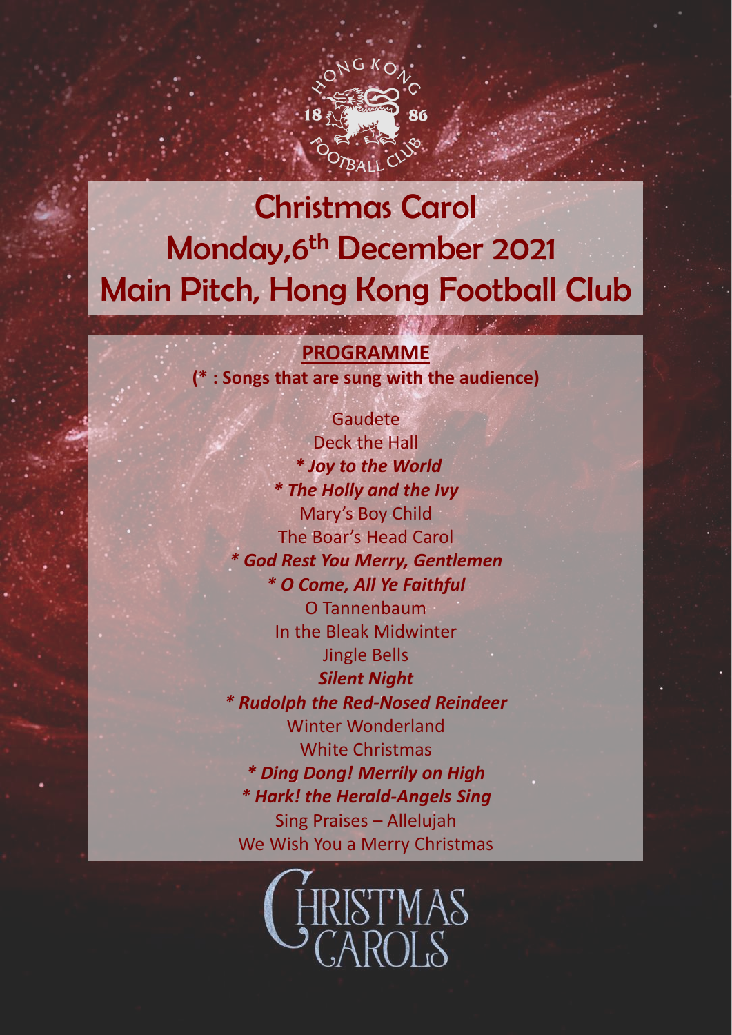# Christmas Carol
# Monday,6th December 2021
# Main Pitch, Hong Kong Football Club

**PROGRAMME**

**(* : Songs that are sung with the audience)**

Gaudete

Deck the Hall

***\* Joy to the World***

***\* The Holly and the Ivy***

Mary's Boy Child

The Boar's Head Carol

***\* God Rest You Merry, Gentlemen***

***\* O Come, All Ye Faithful***

O Tannenbaum

In the Bleak Midwinter

Jingle Bells

***Silent Night***

***\* Rudolph the Red-Nosed Reindeer***

Winter Wonderland

White Christmas

***\* Ding Dong! Merrily on High***

***\* Hark! the Herald-Angels Sing***

Sing Praises – Allelujah

We Wish You a Merry Christmas

CHRISTMAS CAROLS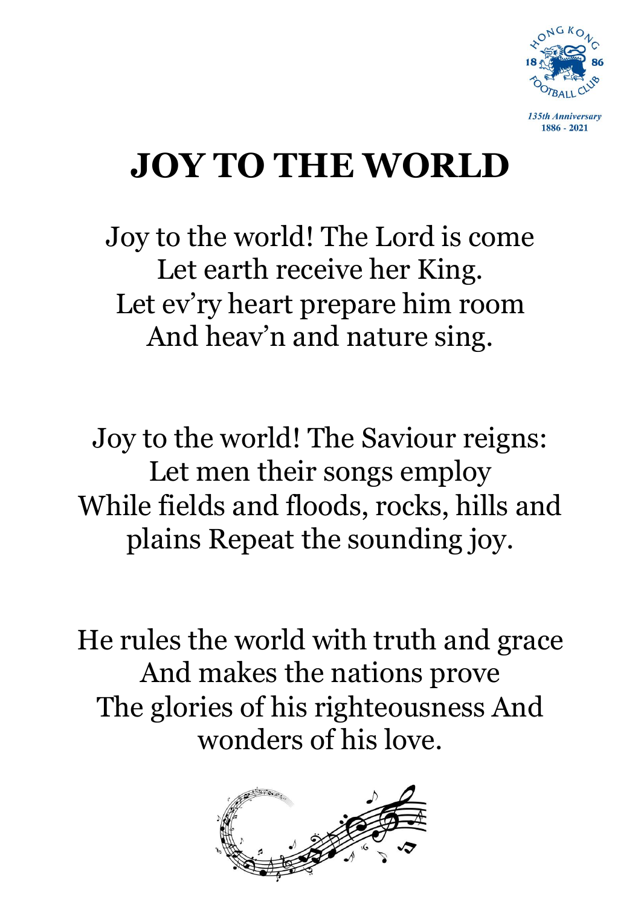# JOY TO THE WORLD

Joy to the world! The Lord is come
Let earth receive her King.
Let ev'ry heart prepare him room
And heav'n and nature sing.

Joy to the world! The Saviour reigns:
Let men their songs employ
While fields and floods, rocks, hills and
plains Repeat the sounding joy.

He rules the world with truth and grace
And makes the nations prove
The glories of his righteousness And
wonders of his love.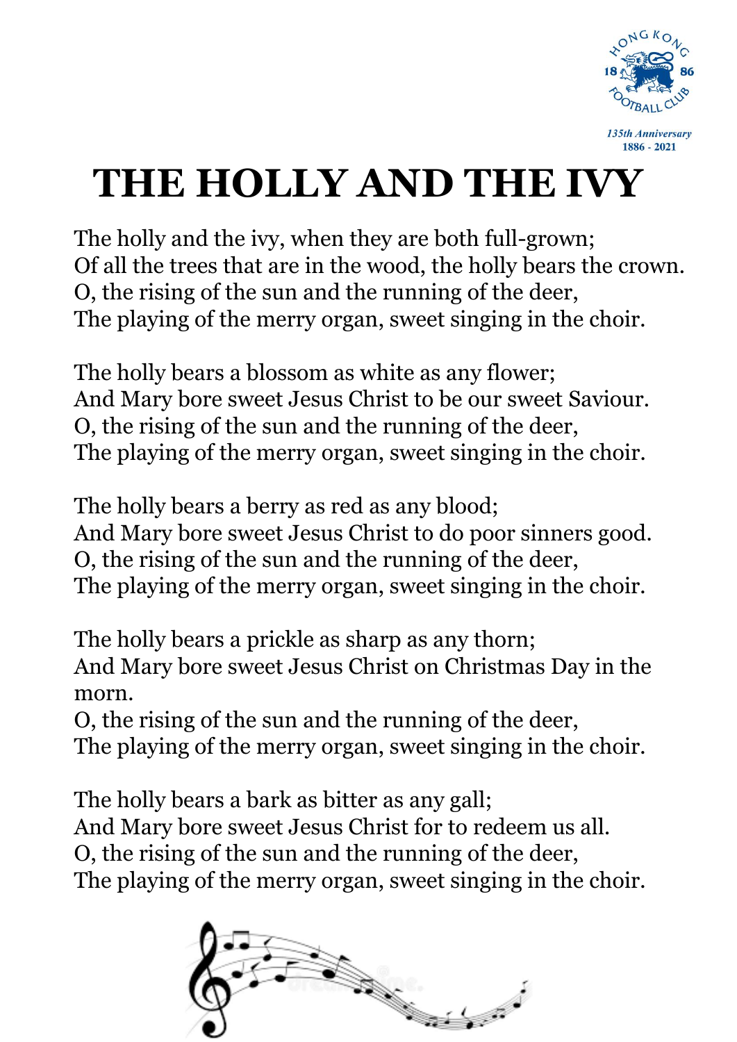# THE HOLLY AND THE IVY

The holly and the ivy, when they are both full-grown;
Of all the trees that are in the wood, the holly bears the crown.
O, the rising of the sun and the running of the deer,
The playing of the merry organ, sweet singing in the choir.

The holly bears a blossom as white as any flower;
And Mary bore sweet Jesus Christ to be our sweet Saviour.
O, the rising of the sun and the running of the deer,
The playing of the merry organ, sweet singing in the choir.

The holly bears a berry as red as any blood;
And Mary bore sweet Jesus Christ to do poor sinners good.
O, the rising of the sun and the running of the deer,
The playing of the merry organ, sweet singing in the choir.

The holly bears a prickle as sharp as any thorn;
And Mary bore sweet Jesus Christ on Christmas Day in the morn.
O, the rising of the sun and the running of the deer,
The playing of the merry organ, sweet singing in the choir.

The holly bears a bark as bitter as any gall;
And Mary bore sweet Jesus Christ for to redeem us all.
O, the rising of the sun and the running of the deer,
The playing of the merry organ, sweet singing in the choir.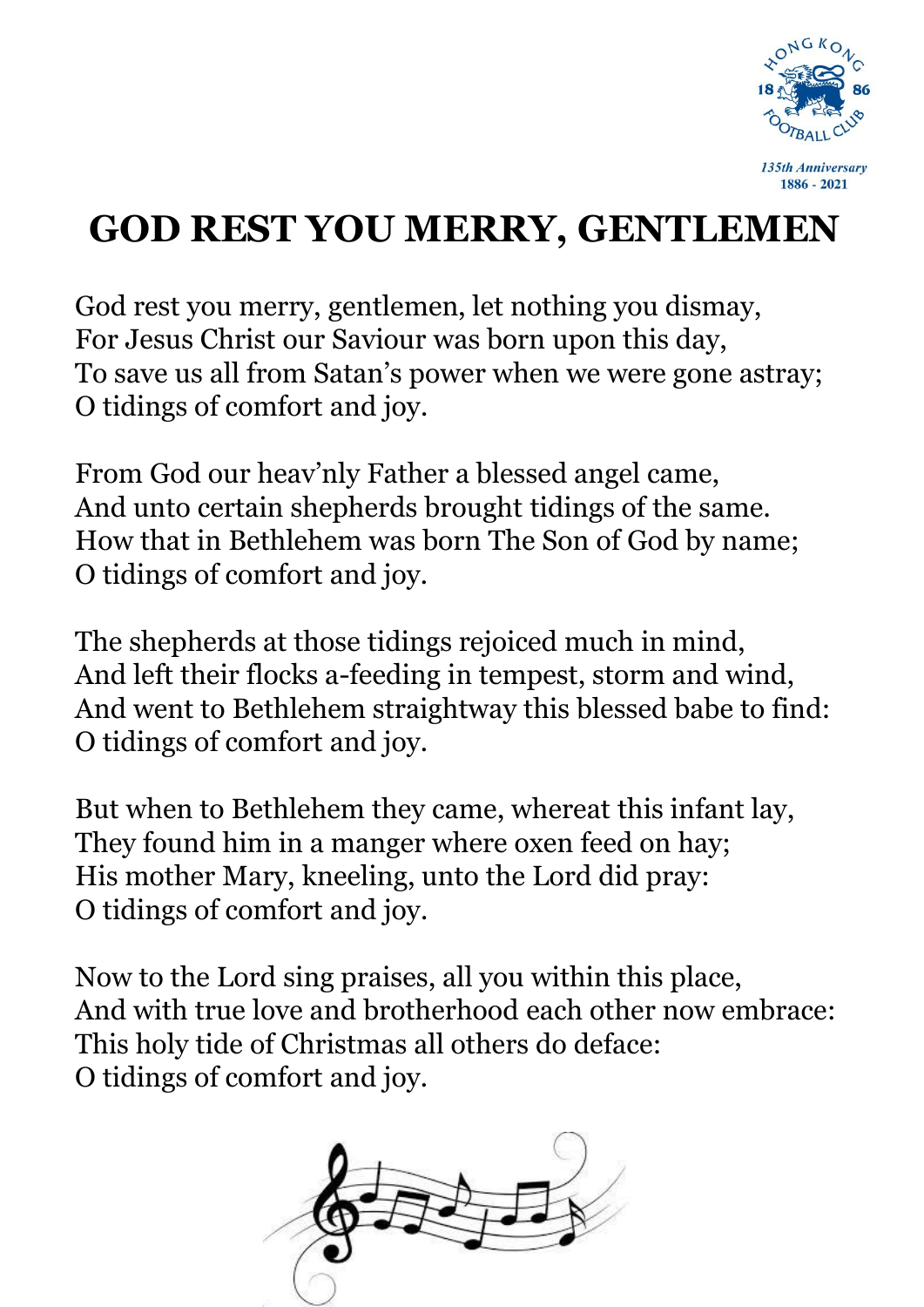# GOD REST YOU MERRY, GENTLEMEN

God rest you merry, gentlemen, let nothing you dismay,
For Jesus Christ our Saviour was born upon this day,
To save us all from Satan's power when we were gone astray;
O tidings of comfort and joy.

From God our heav'nly Father a blessed angel came,
And unto certain shepherds brought tidings of the same.
How that in Bethlehem was born The Son of God by name;
O tidings of comfort and joy.

The shepherds at those tidings rejoiced much in mind,
And left their flocks a-feeding in tempest, storm and wind,
And went to Bethlehem straightway this blessed babe to find:
O tidings of comfort and joy.

But when to Bethlehem they came, whereat this infant lay,
They found him in a manger where oxen feed on hay;
His mother Mary, kneeling, unto the Lord did pray:
O tidings of comfort and joy.

Now to the Lord sing praises, all you within this place,
And with true love and brotherhood each other now embrace:
This holy tide of Christmas all others do deface:
O tidings of comfort and joy.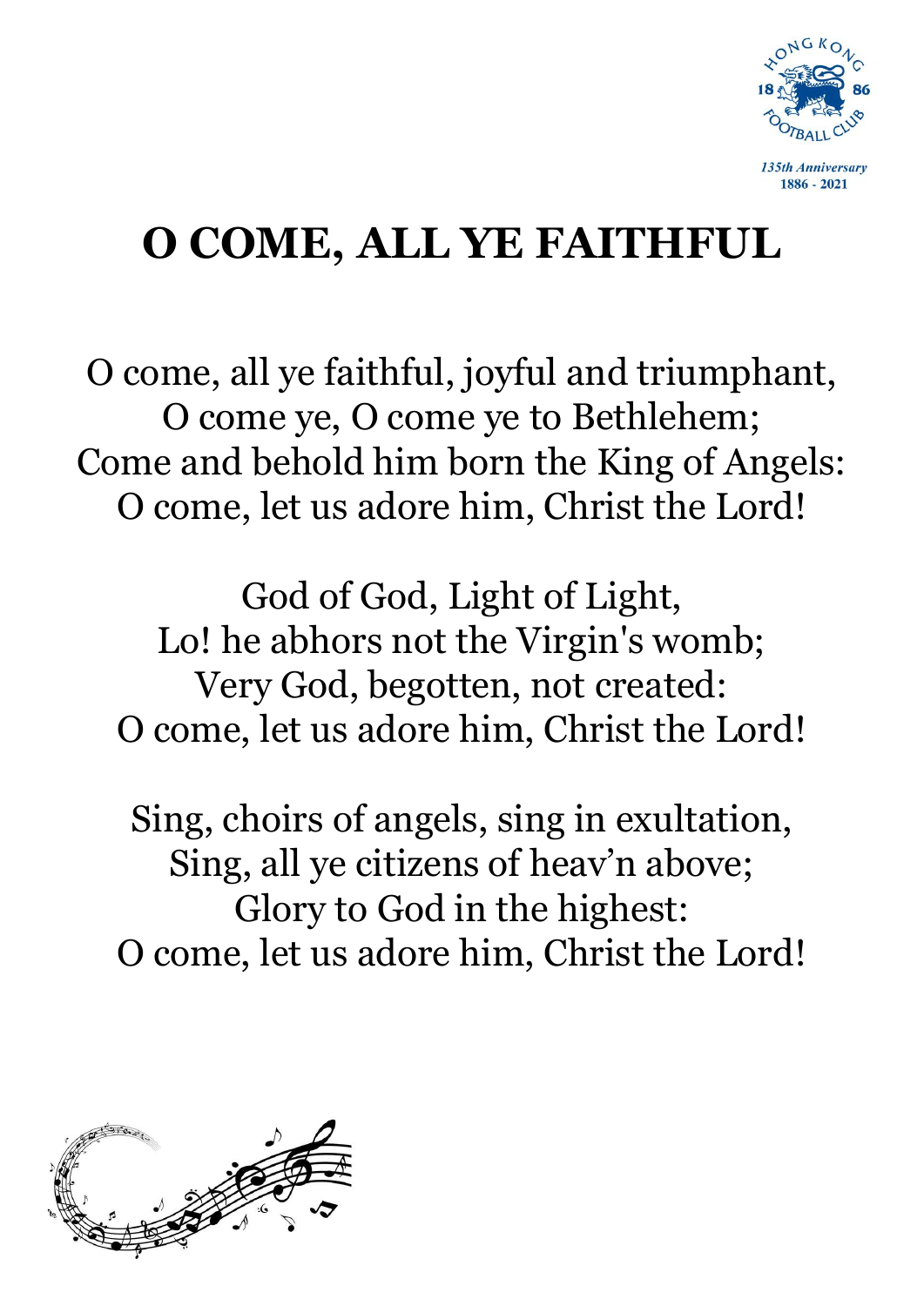# O COME, ALL YE FAITHFUL

O come, all ye faithful, joyful and triumphant,
O come ye, O come ye to Bethlehem;
Come and behold him born the King of Angels:
O come, let us adore him, Christ the Lord!

God of God, Light of Light,
Lo! he abhors not the Virgin's womb;
Very God, begotten, not created:
O come, let us adore him, Christ the Lord!

Sing, choirs of angels, sing in exultation,
Sing, all ye citizens of heav'n above;
Glory to God in the highest:
O come, let us adore him, Christ the Lord!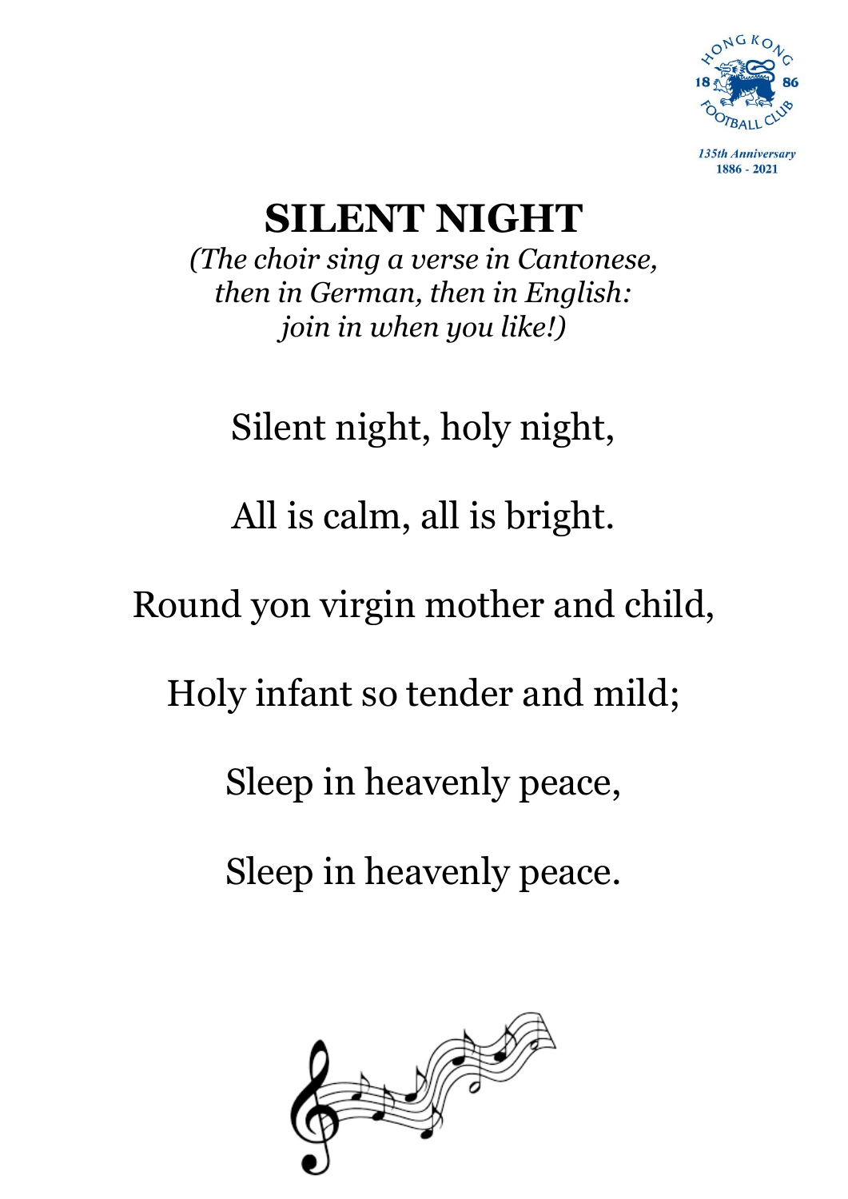# SILENT NIGHT

*(The choir sing a verse in Cantonese, then in German, then in English: join in when you like!)*

Silent night, holy night,

All is calm, all is bright.

Round yon virgin mother and child,

Holy infant so tender and mild;

Sleep in heavenly peace,

Sleep in heavenly peace.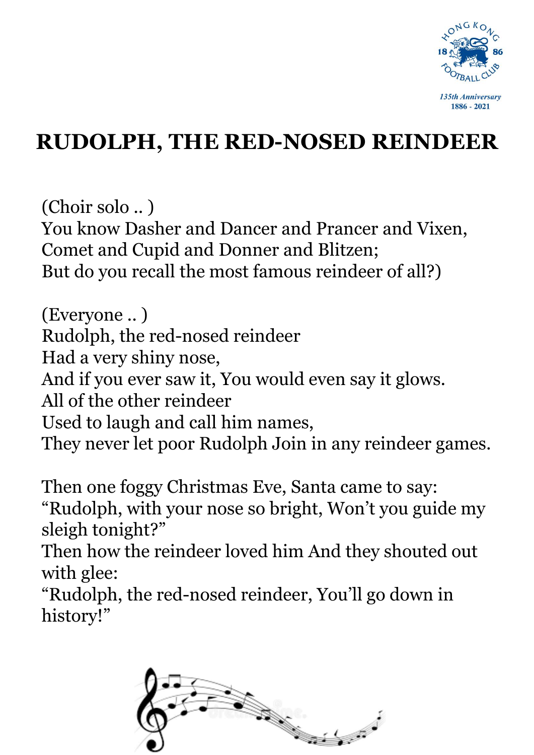# RUDOLPH, THE RED-NOSED REINDEER

(Choir solo .. )
You know Dasher and Dancer and Prancer and Vixen,
Comet and Cupid and Donner and Blitzen;
But do you recall the most famous reindeer of all?)

(Everyone .. )
Rudolph, the red-nosed reindeer
Had a very shiny nose,
And if you ever saw it, You would even say it glows.
All of the other reindeer
Used to laugh and call him names,
They never let poor Rudolph Join in any reindeer games.

Then one foggy Christmas Eve, Santa came to say:
"Rudolph, with your nose so bright, Won't you guide my sleigh tonight?"
Then how the reindeer loved him And they shouted out with glee:
"Rudolph, the red-nosed reindeer, You'll go down in history!"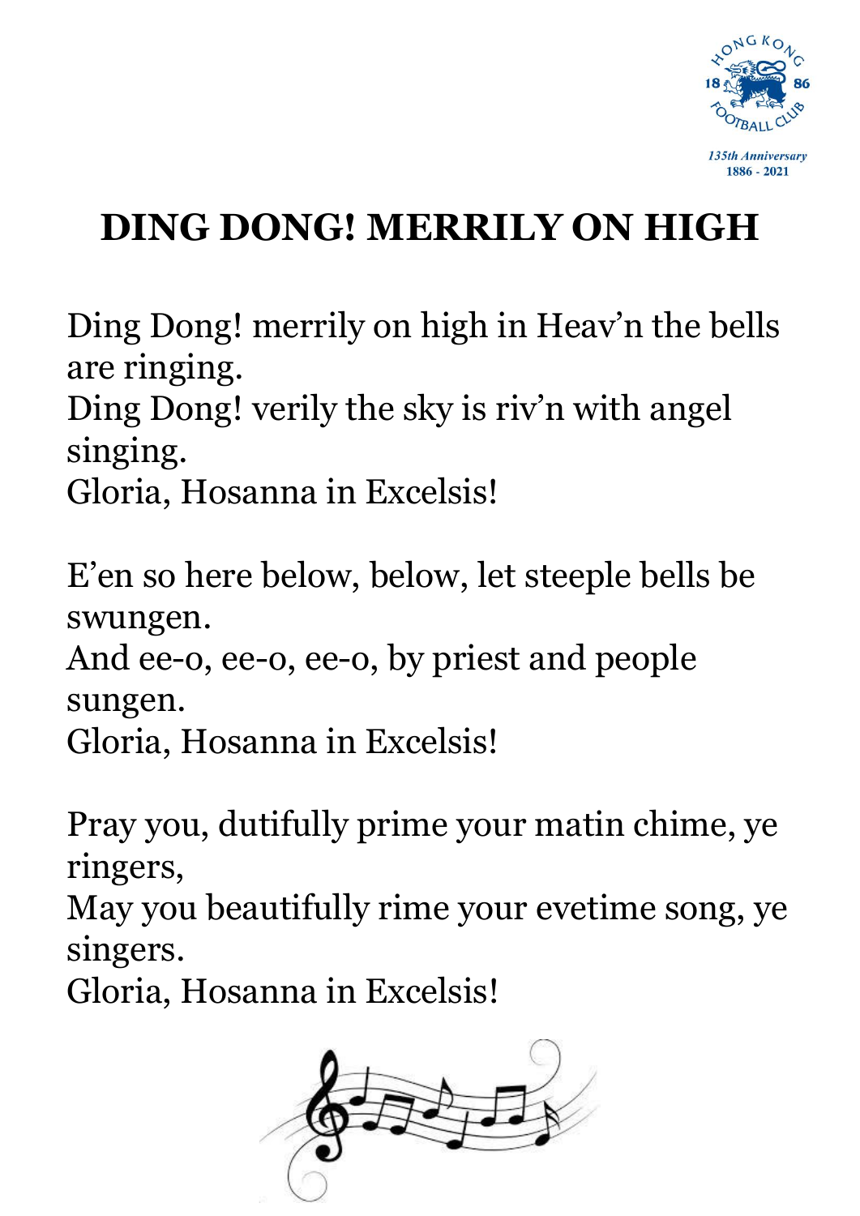# DING DONG! MERRILY ON HIGH

Ding Dong! merrily on high in Heav'n the bells are ringing.
Ding Dong! verily the sky is riv'n with angel singing.
Gloria, Hosanna in Excelsis!

E'en so here below, below, let steeple bells be swungen.
And ee-o, ee-o, ee-o, by priest and people sungen.
Gloria, Hosanna in Excelsis!

Pray you, dutifully prime your matin chime, ye ringers,
May you beautifully rime your evetime song, ye singers.
Gloria, Hosanna in Excelsis!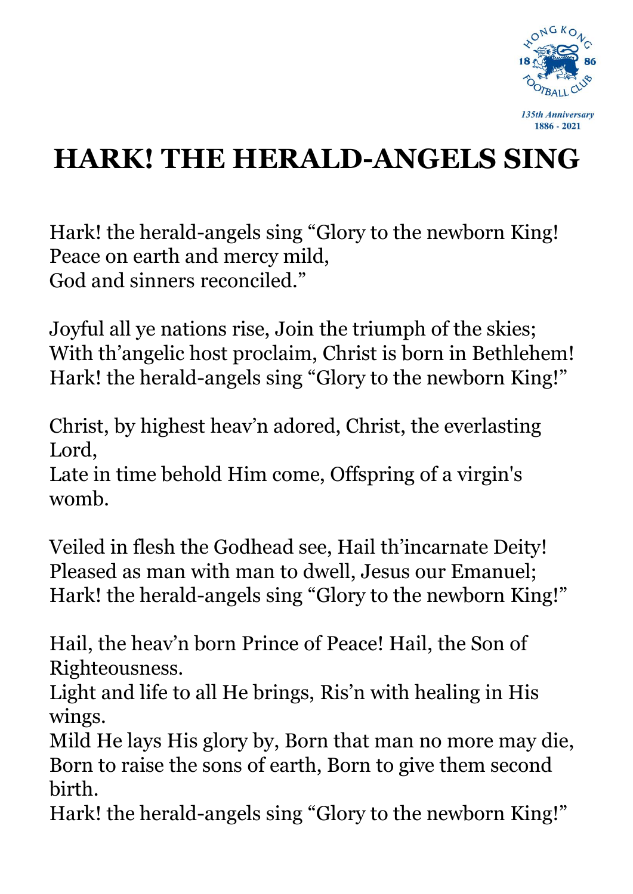# HARK! THE HERALD-ANGELS SING

Hark! the herald-angels sing "Glory to the newborn King!
Peace on earth and mercy mild,
God and sinners reconciled."

Joyful all ye nations rise, Join the triumph of the skies;
With th'angelic host proclaim, Christ is born in Bethlehem!
Hark! the herald-angels sing "Glory to the newborn King!"

Christ, by highest heav'n adored, Christ, the everlasting Lord,
Late in time behold Him come, Offspring of a virgin's womb.

Veiled in flesh the Godhead see, Hail th'incarnate Deity!
Pleased as man with man to dwell, Jesus our Emanuel;
Hark! the herald-angels sing "Glory to the newborn King!"

Hail, the heav'n born Prince of Peace! Hail, the Son of Righteousness.
Light and life to all He brings, Ris'n with healing in His wings.
Mild He lays His glory by, Born that man no more may die,
Born to raise the sons of earth, Born to give them second birth.
Hark! the herald-angels sing "Glory to the newborn King!"